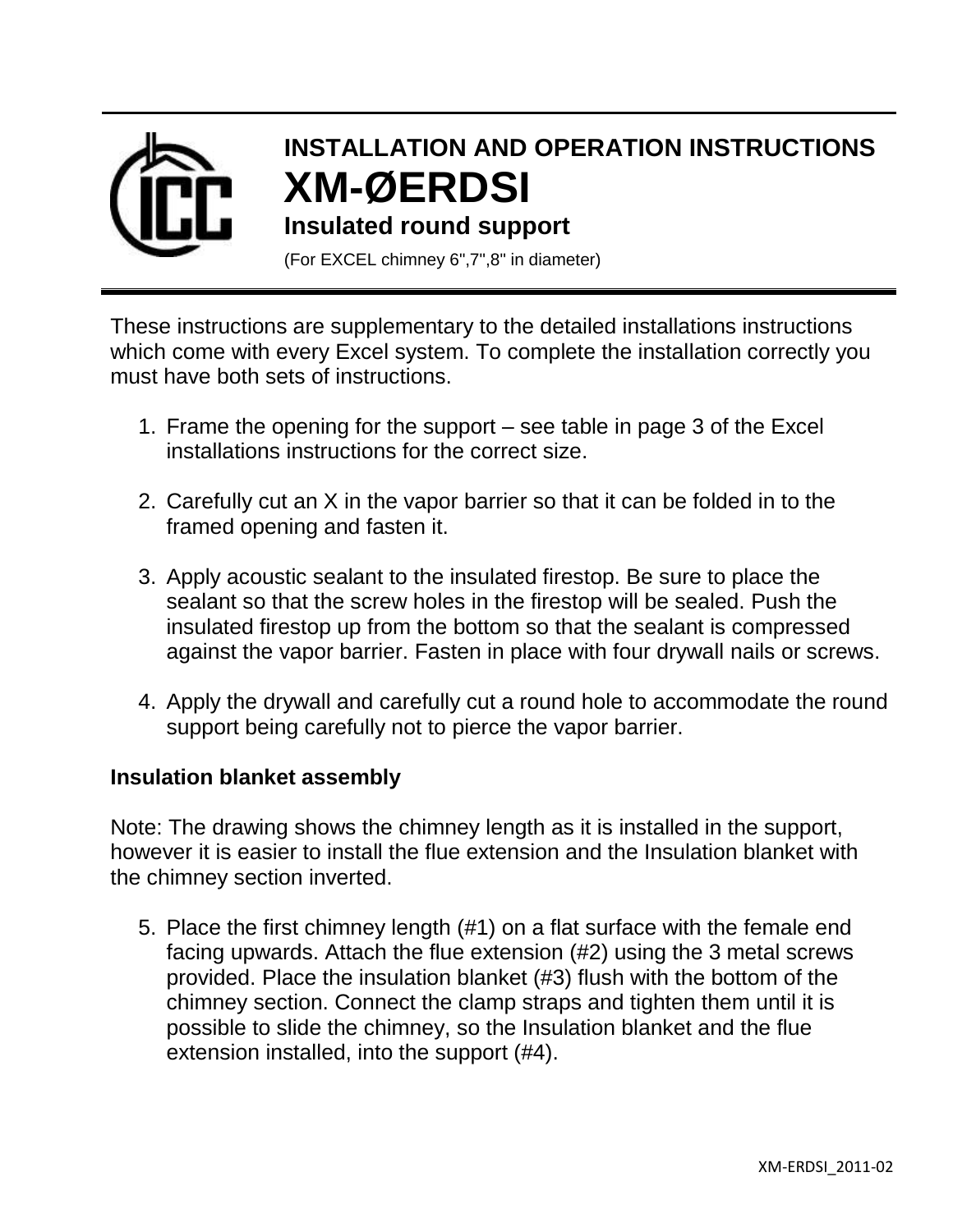# INSTALLATION AND OPERATION INSTRUCTIONS

# XM-ØERDSI

## Insulated round support

(For EXCEL chimney 6",7",8" in diameter)

These instructions are supplementary to the detailed installations instructions which come with every Excel system. To complete the installation correctly you must have both sets of instructions.

1. Frame the opening for the support – see table in page 3 of the Excel installations instructions for the correct size.

2. Carefully cut an X in the vapor barrier so that it can be folded in to the framed opening and fasten it.

3. Apply acoustic sealant to the insulated firestop. Be sure to place the sealant so that the screw holes in the firestop will be sealed. Push the insulated firestop up from the bottom so that the sealant is compressed against the vapor barrier. Fasten in place with four drywall nails or screws.

4. Apply the drywall and carefully cut a round hole to accommodate the round support being carefully not to pierce the vapor barrier.

**Insulation blanket assembly**

Note: The drawing shows the chimney length as it is installed in the support, however it is easier to install the flue extension and the Insulation blanket with the chimney section inverted.

5. Place the first chimney length (#1) on a flat surface with the female end facing upwards. Attach the flue extension (#2) using the 3 metal screws provided. Place the insulation blanket (#3) flush with the bottom of the chimney section. Connect the clamp straps and tighten them until it is possible to slide the chimney, so the Insulation blanket and the flue extension installed, into the support (#4).

XM-ERDSI_2011-02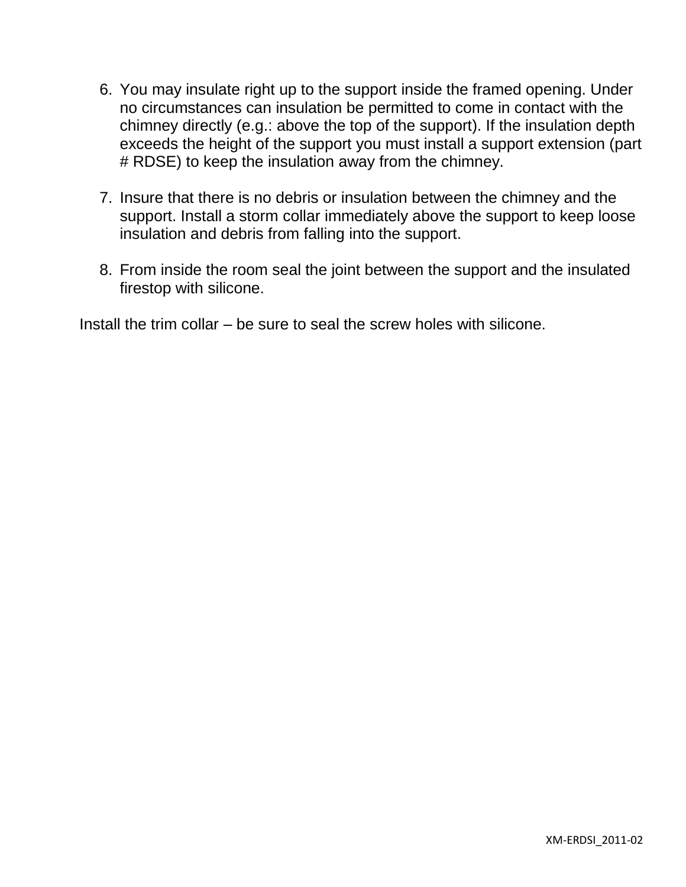6. You may insulate right up to the support inside the framed opening. Under no circumstances can insulation be permitted to come in contact with the chimney directly (e.g.: above the top of the support). If the insulation depth exceeds the height of the support you must install a support extension (part # RDSE) to keep the insulation away from the chimney.

7. Insure that there is no debris or insulation between the chimney and the support. Install a storm collar immediately above the support to keep loose insulation and debris from falling into the support.

8. From inside the room seal the joint between the support and the insulated firestop with silicone.

Install the trim collar – be sure to seal the screw holes with silicone.

XM-ERDSI_2011-02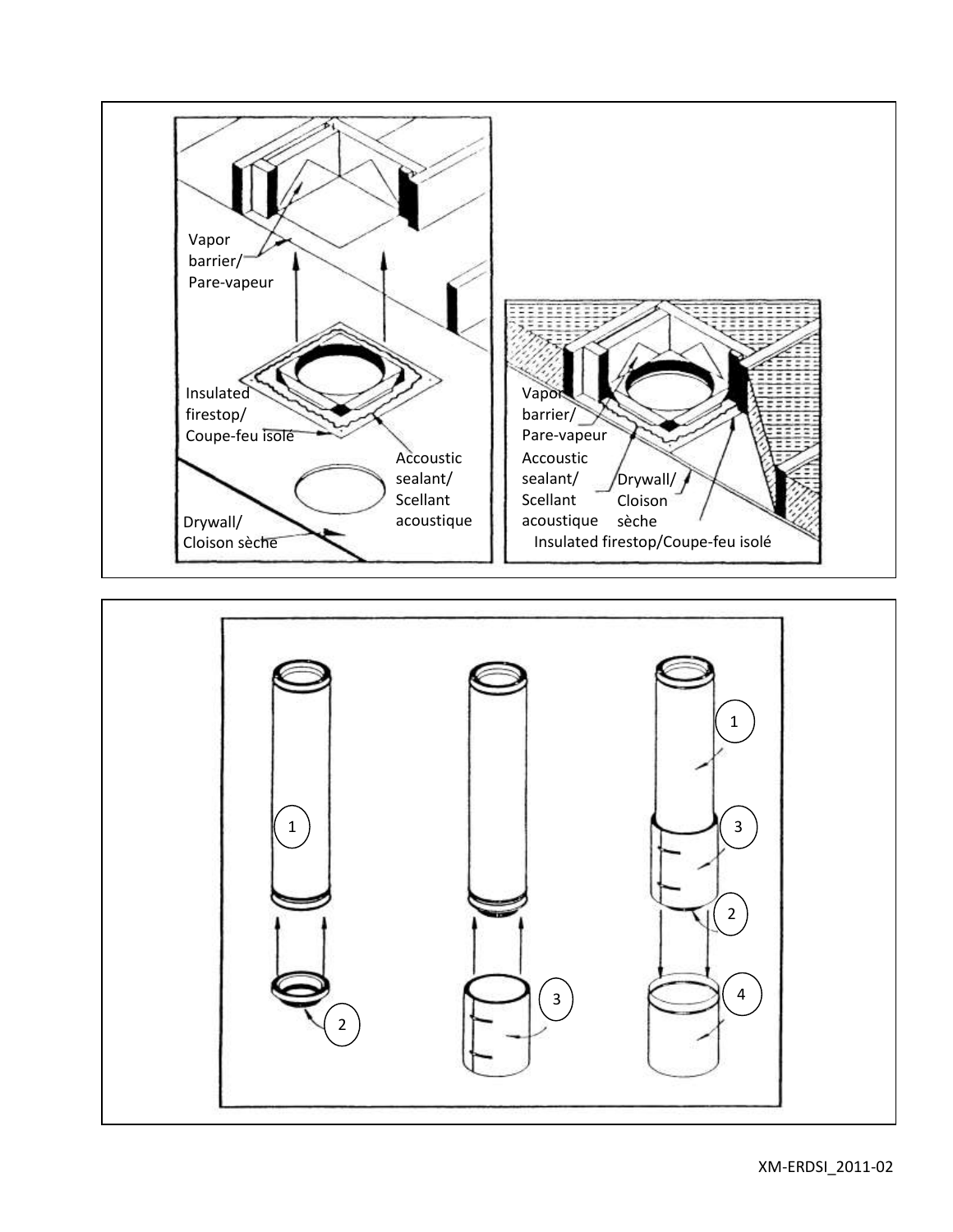Vapor barrier/
Pare-vapeur

Insulated firestop/
Coupe-feu isolé

Accoustic sealant/
Scellant acoustique

Drywall/
Cloison sèche

Vapor barrier/
Pare-vapeur

Accoustic sealant/
Scellant acoustique

Drywall/
Cloison sèche

Insulated firestop/Coupe-feu isolé

1

2

1

3

1

3

2

4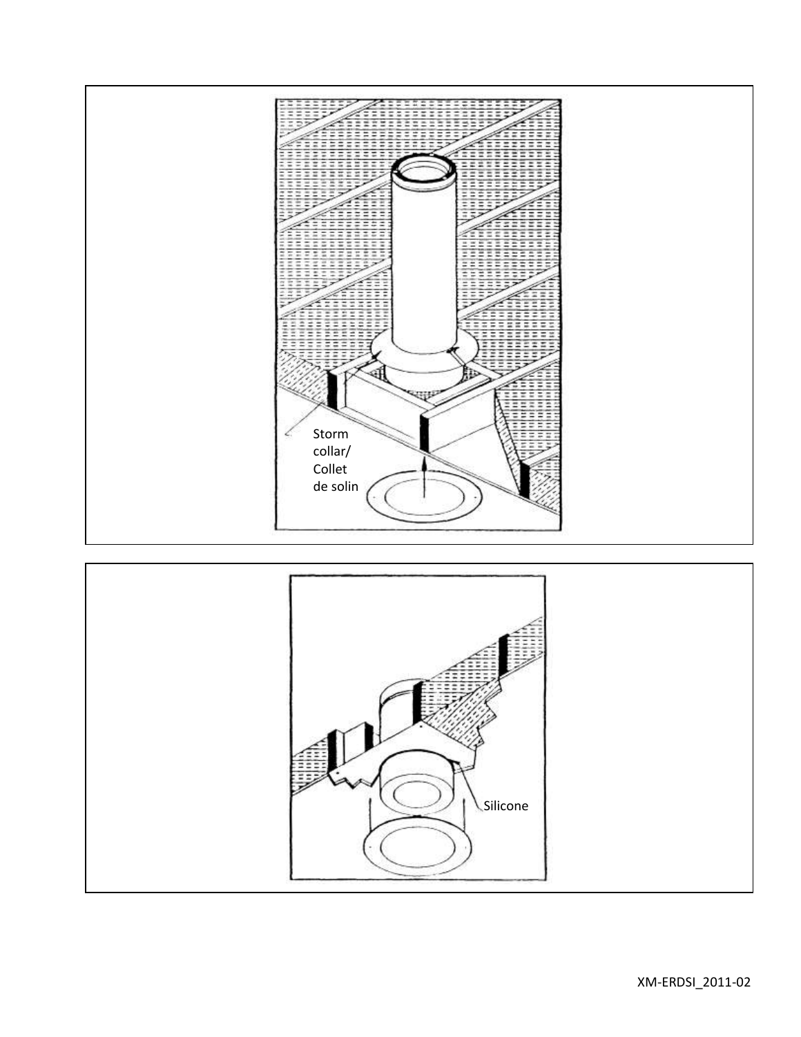Storm collar/ Collet de solin

Silicone